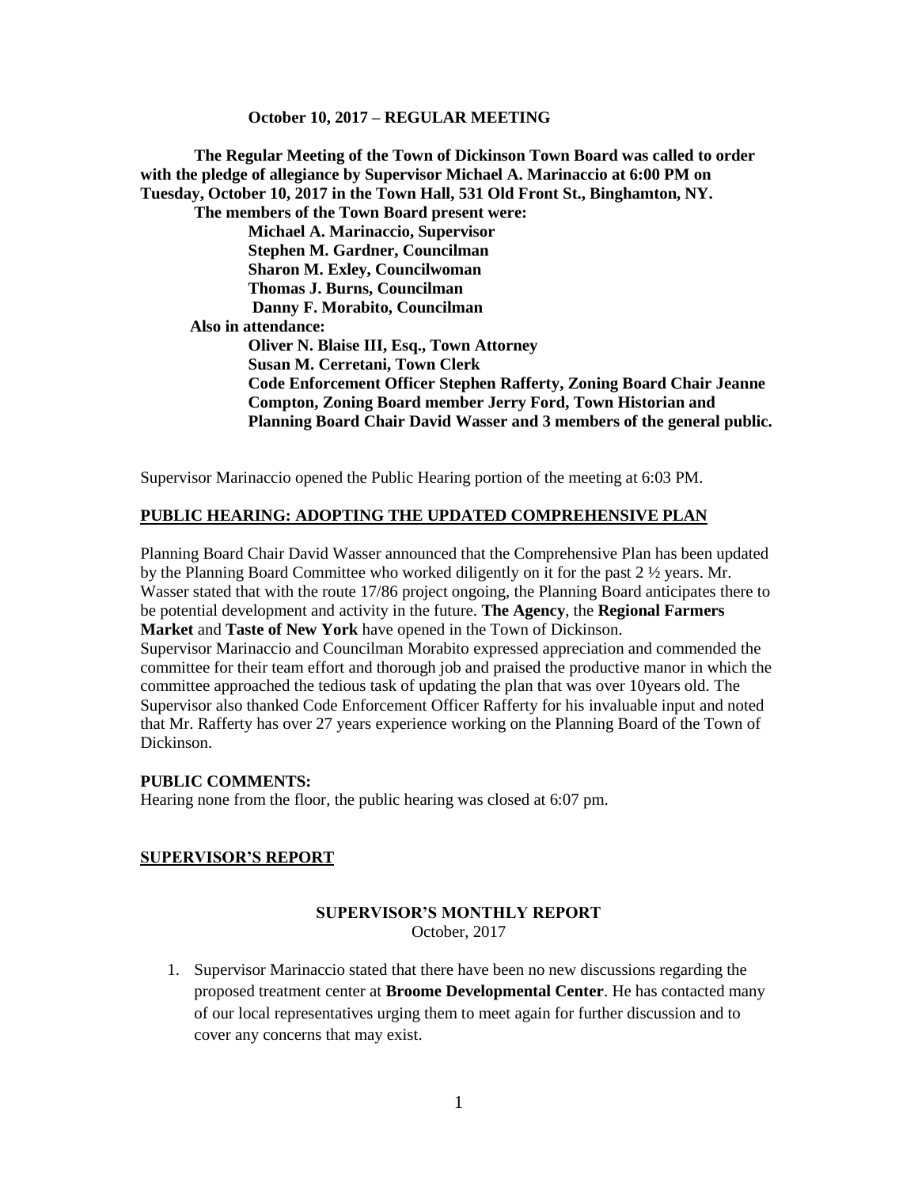**October 10, 2017 – REGULAR MEETING**

**The Regular Meeting of the Town of Dickinson Town Board was called to order with the pledge of allegiance by Supervisor Michael A. Marinaccio at 6:00 PM on Tuesday, October 10, 2017 in the Town Hall, 531 Old Front St., Binghamton, NY.**

**The members of the Town Board present were:**

**Michael A. Marinaccio, Supervisor**
**Stephen M. Gardner, Councilman**
**Sharon M. Exley, Councilwoman**
**Thomas J. Burns, Councilman**
**Danny F. Morabito, Councilman**

**Also in attendance:**

**Oliver N. Blaise III, Esq., Town Attorney**
**Susan M. Cerretani, Town Clerk**
**Code Enforcement Officer Stephen Rafferty, Zoning Board Chair Jeanne Compton, Zoning Board member Jerry Ford, Town Historian and Planning Board Chair David Wasser and 3 members of the general public.**

Supervisor Marinaccio opened the Public Hearing portion of the meeting at 6:03 PM.

**PUBLIC HEARING: ADOPTING THE UPDATED COMPREHENSIVE PLAN**

Planning Board Chair David Wasser announced that the Comprehensive Plan has been updated by the Planning Board Committee who worked diligently on it for the past 2 ½ years. Mr. Wasser stated that with the route 17/86 project ongoing, the Planning Board anticipates there to be potential development and activity in the future. **The Agency**, the **Regional Farmers Market** and **Taste of New York** have opened in the Town of Dickinson.
Supervisor Marinaccio and Councilman Morabito expressed appreciation and commended the committee for their team effort and thorough job and praised the productive manor in which the committee approached the tedious task of updating the plan that was over 10years old. The Supervisor also thanked Code Enforcement Officer Rafferty for his invaluable input and noted that Mr. Rafferty has over 27 years experience working on the Planning Board of the Town of Dickinson.

**PUBLIC COMMENTS:**
Hearing none from the floor, the public hearing was closed at 6:07 pm.

**SUPERVISOR'S REPORT**

**SUPERVISOR'S MONTHLY REPORT**
October, 2017

1. Supervisor Marinaccio stated that there have been no new discussions regarding the proposed treatment center at **Broome Developmental Center**. He has contacted many of our local representatives urging them to meet again for further discussion and to cover any concerns that may exist.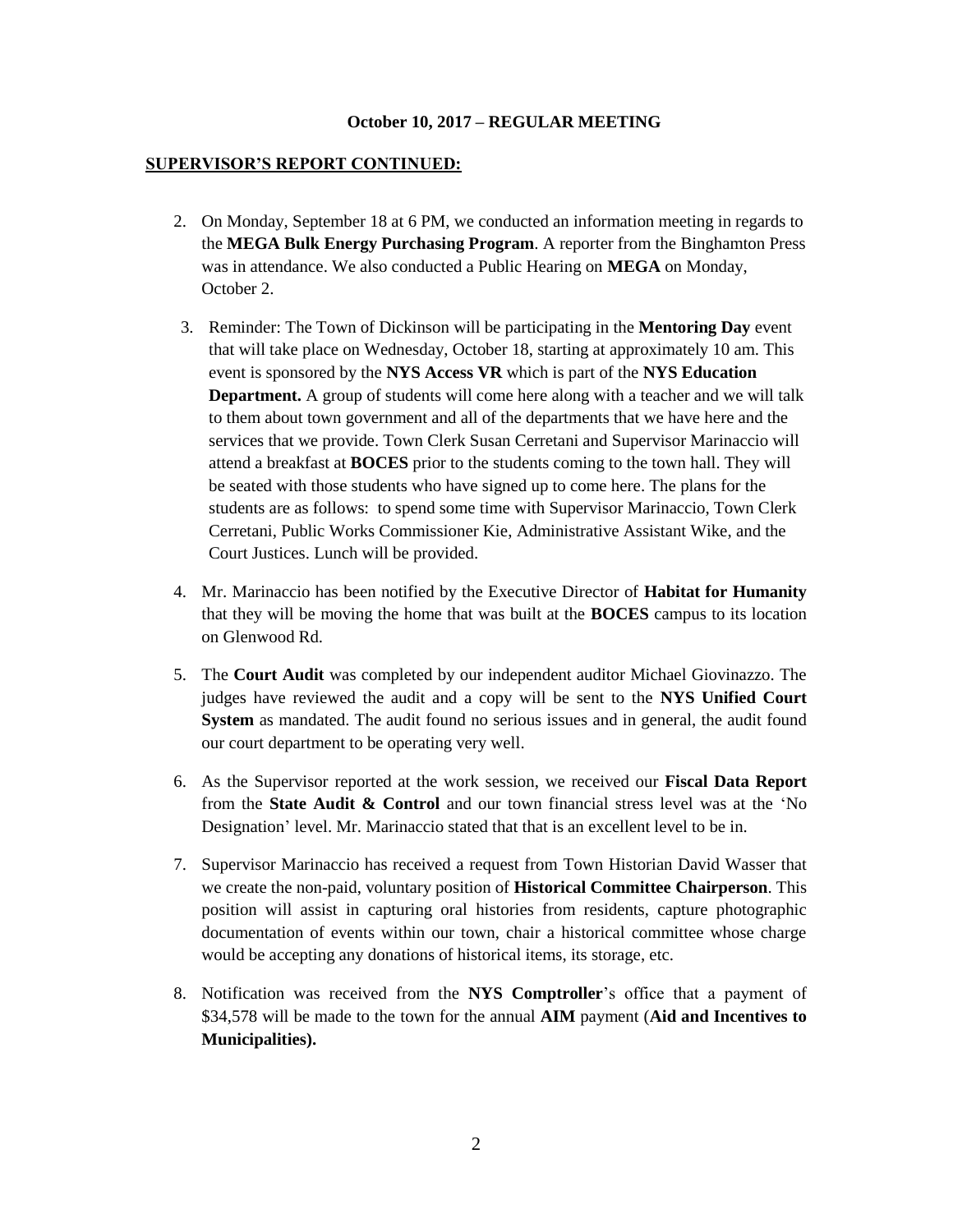**October 10, 2017 – REGULAR MEETING**

**SUPERVISOR'S REPORT CONTINUED:**

2. On Monday, September 18 at 6 PM, we conducted an information meeting in regards to the **MEGA Bulk Energy Purchasing Program**. A reporter from the Binghamton Press was in attendance. We also conducted a Public Hearing on **MEGA** on Monday, October 2.

3. Reminder: The Town of Dickinson will be participating in the **Mentoring Day** event that will take place on Wednesday, October 18, starting at approximately 10 am. This event is sponsored by the **NYS Access VR** which is part of the **NYS Education Department.** A group of students will come here along with a teacher and we will talk to them about town government and all of the departments that we have here and the services that we provide. Town Clerk Susan Cerretani and Supervisor Marinaccio will attend a breakfast at **BOCES** prior to the students coming to the town hall. They will be seated with those students who have signed up to come here. The plans for the students are as follows: to spend some time with Supervisor Marinaccio, Town Clerk Cerretani, Public Works Commissioner Kie, Administrative Assistant Wike, and the Court Justices. Lunch will be provided.

4. Mr. Marinaccio has been notified by the Executive Director of **Habitat for Humanity** that they will be moving the home that was built at the **BOCES** campus to its location on Glenwood Rd.

5. The **Court Audit** was completed by our independent auditor Michael Giovinazzo. The judges have reviewed the audit and a copy will be sent to the **NYS Unified Court System** as mandated. The audit found no serious issues and in general, the audit found our court department to be operating very well.

6. As the Supervisor reported at the work session, we received our **Fiscal Data Report** from the **State Audit & Control** and our town financial stress level was at the 'No Designation' level. Mr. Marinaccio stated that that is an excellent level to be in.

7. Supervisor Marinaccio has received a request from Town Historian David Wasser that we create the non-paid, voluntary position of **Historical Committee Chairperson**. This position will assist in capturing oral histories from residents, capture photographic documentation of events within our town, chair a historical committee whose charge would be accepting any donations of historical items, its storage, etc.

8. Notification was received from the **NYS Comptroller**'s office that a payment of $34,578 will be made to the town for the annual **AIM** payment (**Aid and Incentives to Municipalities).**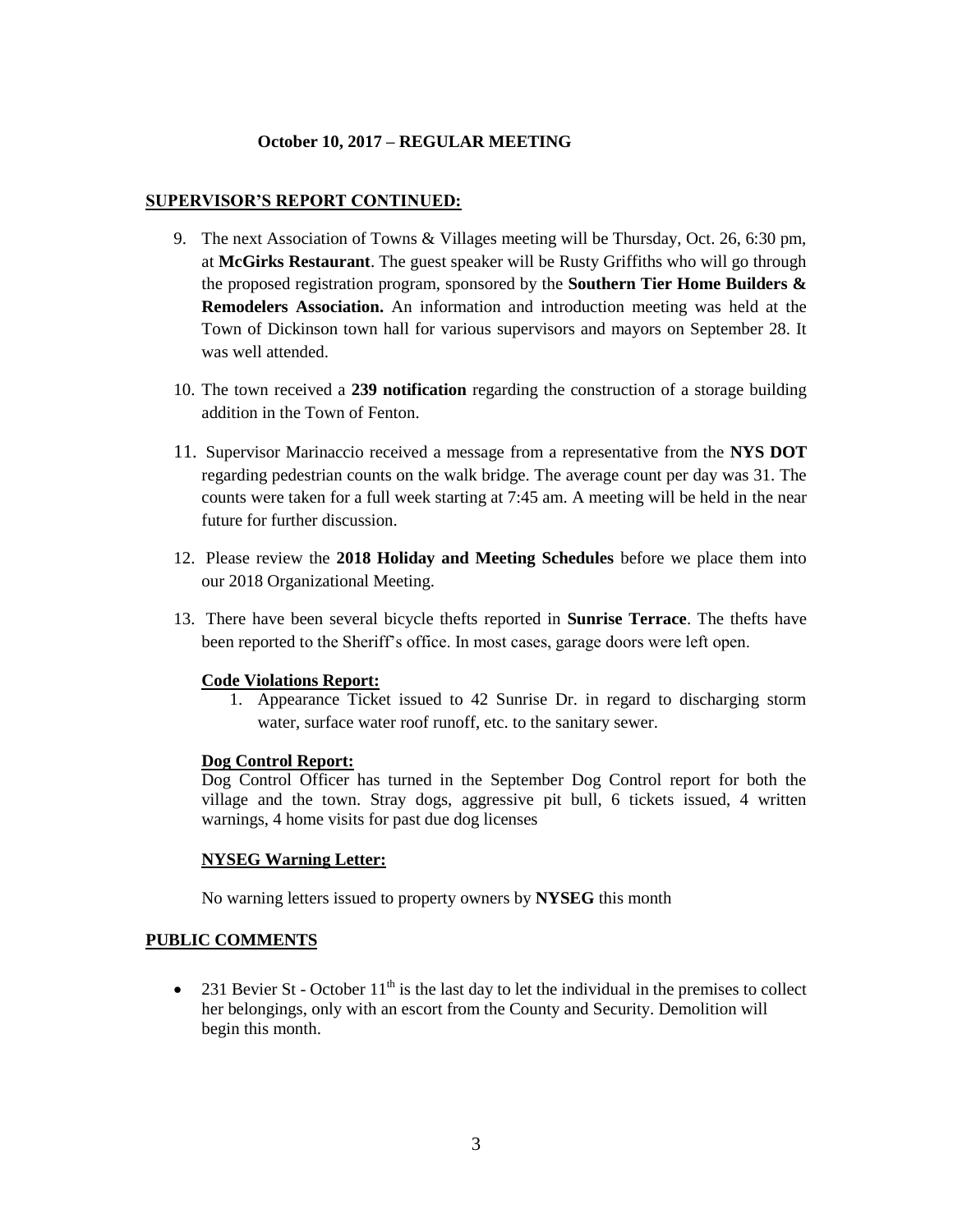**October 10, 2017 – REGULAR MEETING**

**SUPERVISOR'S REPORT CONTINUED:**

9. The next Association of Towns & Villages meeting will be Thursday, Oct. 26, 6:30 pm, at **McGirks Restaurant**. The guest speaker will be Rusty Griffiths who will go through the proposed registration program, sponsored by the **Southern Tier Home Builders & Remodelers Association.** An information and introduction meeting was held at the Town of Dickinson town hall for various supervisors and mayors on September 28. It was well attended.

10. The town received a **239 notification** regarding the construction of a storage building addition in the Town of Fenton.

11. Supervisor Marinaccio received a message from a representative from the **NYS DOT** regarding pedestrian counts on the walk bridge. The average count per day was 31. The counts were taken for a full week starting at 7:45 am. A meeting will be held in the near future for further discussion.

12. Please review the **2018 Holiday and Meeting Schedules** before we place them into our 2018 Organizational Meeting.

13. There have been several bicycle thefts reported in **Sunrise Terrace**. The thefts have been reported to the Sheriff's office. In most cases, garage doors were left open.

**Code Violations Report:**

1. Appearance Ticket issued to 42 Sunrise Dr. in regard to discharging storm water, surface water roof runoff, etc. to the sanitary sewer.

**Dog Control Report:**

Dog Control Officer has turned in the September Dog Control report for both the village and the town. Stray dogs, aggressive pit bull, 6 tickets issued, 4 written warnings, 4 home visits for past due dog licenses

**NYSEG Warning Letter:**

No warning letters issued to property owners by **NYSEG** this month

**PUBLIC COMMENTS**

- 231 Bevier St - October 11th is the last day to let the individual in the premises to collect her belongings, only with an escort from the County and Security. Demolition will begin this month.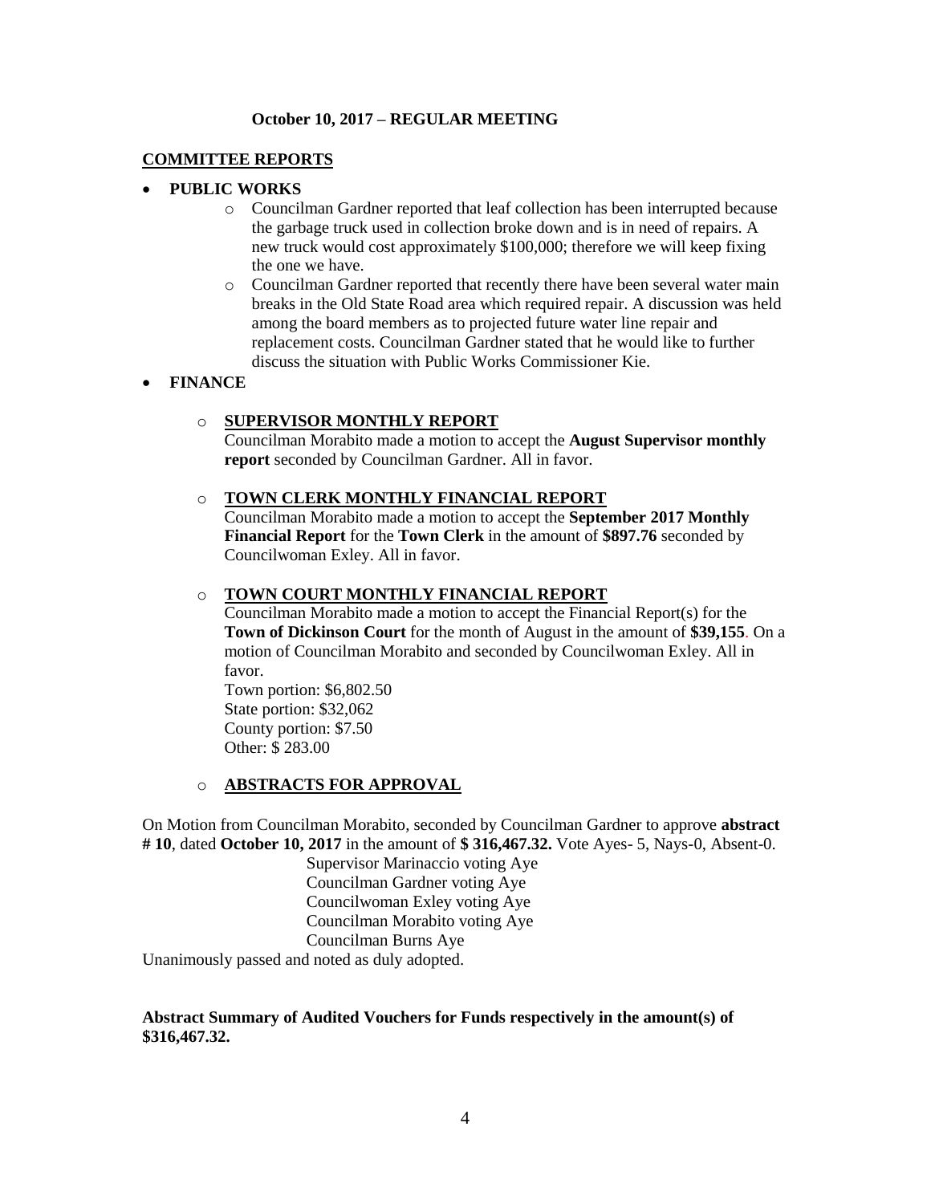**October 10, 2017 – REGULAR MEETING**

**COMMITTEE REPORTS**

- **PUBLIC WORKS**
  - Councilman Gardner reported that leaf collection has been interrupted because the garbage truck used in collection broke down and is in need of repairs. A new truck would cost approximately $100,000; therefore we will keep fixing the one we have.
  - Councilman Gardner reported that recently there have been several water main breaks in the Old State Road area which required repair. A discussion was held among the board members as to projected future water line repair and replacement costs. Councilman Gardner stated that he would like to further discuss the situation with Public Works Commissioner Kie.
- **FINANCE**
  - **SUPERVISOR MONTHLY REPORT**
    Councilman Morabito made a motion to accept the **August Supervisor monthly report** seconded by Councilman Gardner. All in favor.
  - **TOWN CLERK MONTHLY FINANCIAL REPORT**
    Councilman Morabito made a motion to accept the **September 2017 Monthly Financial Report** for the **Town Clerk** in the amount of **$897.76** seconded by Councilwoman Exley. All in favor.
  - **TOWN COURT MONTHLY FINANCIAL REPORT**
    Councilman Morabito made a motion to accept the Financial Report(s) for the **Town of Dickinson Court** for the month of August in the amount of **$39,155**. On a motion of Councilman Morabito and seconded by Councilwoman Exley. All in favor.
    Town portion: $6,802.50
    State portion: $32,062
    County portion: $7.50
    Other: $ 283.00
  - **ABSTRACTS FOR APPROVAL**

On Motion from Councilman Morabito, seconded by Councilman Gardner to approve **abstract # 10**, dated **October 10, 2017** in the amount of **$ 316,467.32.** Vote Ayes- 5, Nays-0, Absent-0.

Supervisor Marinaccio voting Aye
Councilman Gardner voting Aye
Councilwoman Exley voting Aye
Councilman Morabito voting Aye
Councilman Burns Aye

Unanimously passed and noted as duly adopted.

**Abstract Summary of Audited Vouchers for Funds respectively in the amount(s) of $316,467.32.**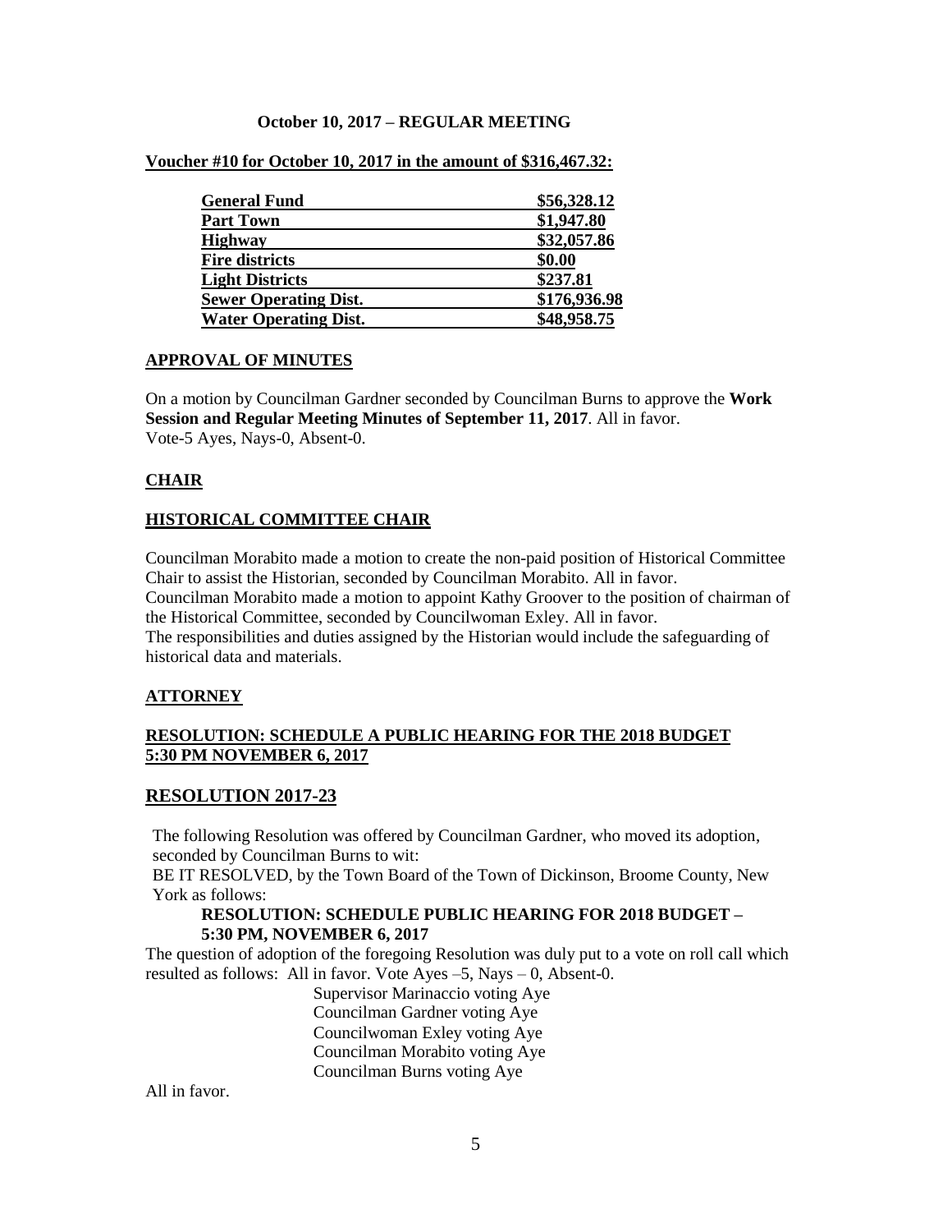**October 10, 2017 – REGULAR MEETING**

**Voucher #10 for October 10, 2017 in the amount of $316,467.32:**

| | |
|---|---|
| **General Fund** | **$56,328.12** |
| **Part Town** | **$1,947.80** |
| **Highway** | **$32,057.86** |
| **Fire districts** | **$0.00** |
| **Light Districts** | **$237.81** |
| **Sewer Operating Dist.** | **$176,936.98** |
| **Water Operating Dist.** | **$48,958.75** |

## APPROVAL OF MINUTES

On a motion by Councilman Gardner seconded by Councilman Burns to approve the **Work Session and Regular Meeting Minutes of September 11, 2017**. All in favor.
Vote-5 Ayes, Nays-0, Absent-0.

## CHAIR

## HISTORICAL COMMITTEE CHAIR

Councilman Morabito made a motion to create the non-paid position of Historical Committee Chair to assist the Historian, seconded by Councilman Morabito. All in favor.
Councilman Morabito made a motion to appoint Kathy Groover to the position of chairman of the Historical Committee, seconded by Councilwoman Exley. All in favor.
The responsibilities and duties assigned by the Historian would include the safeguarding of historical data and materials.

## ATTORNEY

## RESOLUTION: SCHEDULE A PUBLIC HEARING FOR THE 2018 BUDGET 5:30 PM NOVEMBER 6, 2017

## RESOLUTION 2017-23

The following Resolution was offered by Councilman Gardner, who moved its adoption, seconded by Councilman Burns to wit:
BE IT RESOLVED, by the Town Board of the Town of Dickinson, Broome County, New York as follows:

**RESOLUTION: SCHEDULE PUBLIC HEARING FOR 2018 BUDGET – 5:30 PM, NOVEMBER 6, 2017**

The question of adoption of the foregoing Resolution was duly put to a vote on roll call which resulted as follows: All in favor. Vote Ayes –5, Nays – 0, Absent-0.

Supervisor Marinaccio voting Aye
Councilman Gardner voting Aye
Councilwoman Exley voting Aye
Councilman Morabito voting Aye
Councilman Burns voting Aye

All in favor.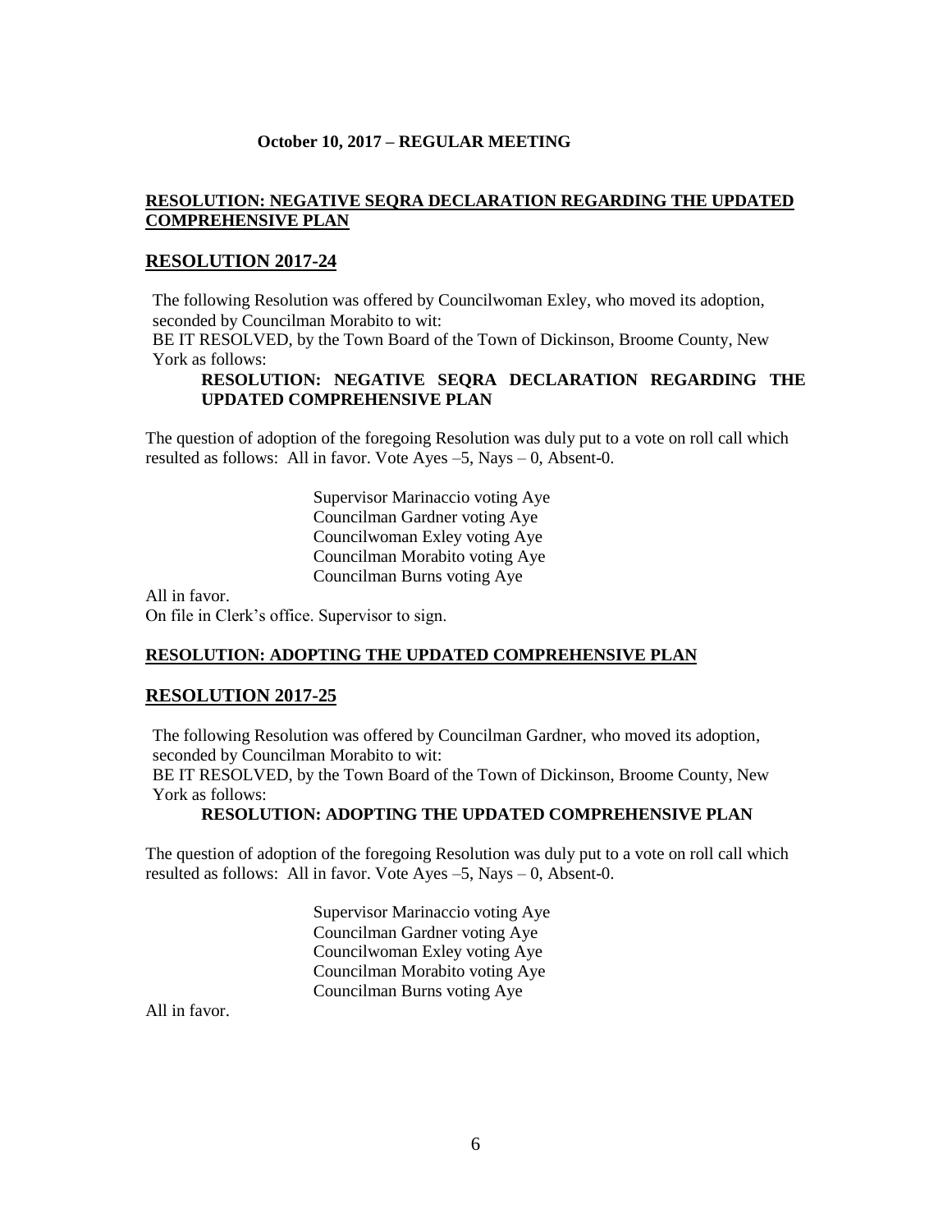**October 10, 2017 – REGULAR MEETING**

**RESOLUTION: NEGATIVE SEQRA DECLARATION REGARDING THE UPDATED COMPREHENSIVE PLAN**

## RESOLUTION 2017-24

The following Resolution was offered by Councilwoman Exley, who moved its adoption, seconded by Councilman Morabito to wit:
BE IT RESOLVED, by the Town Board of the Town of Dickinson, Broome County, New York as follows:

**RESOLUTION: NEGATIVE SEQRA DECLARATION REGARDING THE UPDATED COMPREHENSIVE PLAN**

The question of adoption of the foregoing Resolution was duly put to a vote on roll call which resulted as follows: All in favor. Vote Ayes –5, Nays – 0, Absent-0.

Supervisor Marinaccio voting Aye
Councilman Gardner voting Aye
Councilwoman Exley voting Aye
Councilman Morabito voting Aye
Councilman Burns voting Aye

All in favor.
On file in Clerk's office. Supervisor to sign.

**RESOLUTION: ADOPTING THE UPDATED COMPREHENSIVE PLAN**

## RESOLUTION 2017-25

The following Resolution was offered by Councilman Gardner, who moved its adoption, seconded by Councilman Morabito to wit:
BE IT RESOLVED, by the Town Board of the Town of Dickinson, Broome County, New York as follows:

**RESOLUTION: ADOPTING THE UPDATED COMPREHENSIVE PLAN**

The question of adoption of the foregoing Resolution was duly put to a vote on roll call which resulted as follows: All in favor. Vote Ayes –5, Nays – 0, Absent-0.

Supervisor Marinaccio voting Aye
Councilman Gardner voting Aye
Councilwoman Exley voting Aye
Councilman Morabito voting Aye
Councilman Burns voting Aye

All in favor.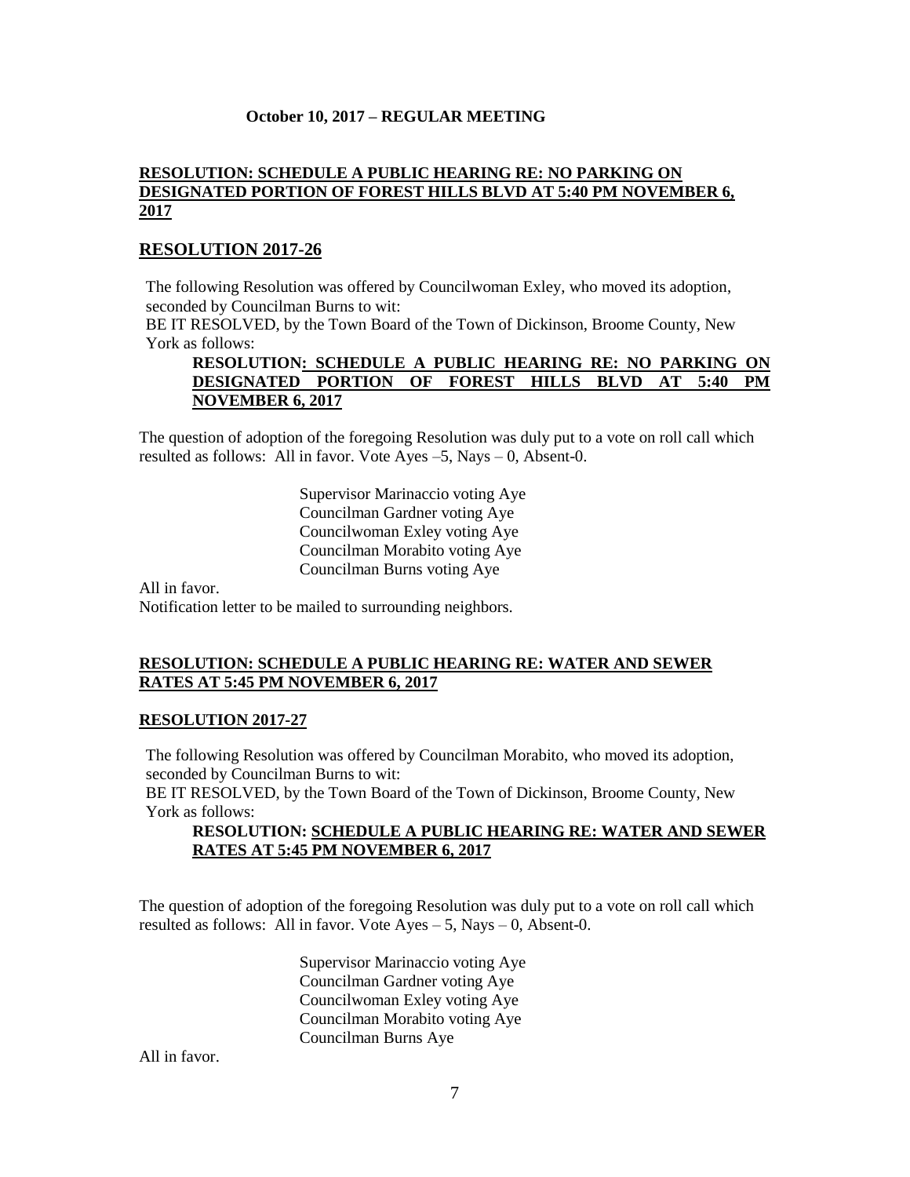**October 10, 2017 – REGULAR MEETING**

**RESOLUTION: SCHEDULE A PUBLIC HEARING RE: NO PARKING ON DESIGNATED PORTION OF FOREST HILLS BLVD AT 5:40 PM NOVEMBER 6, 2017**

## RESOLUTION 2017-26

The following Resolution was offered by Councilwoman Exley, who moved its adoption, seconded by Councilman Burns to wit:
BE IT RESOLVED, by the Town Board of the Town of Dickinson, Broome County, New York as follows:

**RESOLUTION: SCHEDULE A PUBLIC HEARING RE: NO PARKING ON DESIGNATED PORTION OF FOREST HILLS BLVD AT 5:40 PM NOVEMBER 6, 2017**

The question of adoption of the foregoing Resolution was duly put to a vote on roll call which resulted as follows: All in favor. Vote Ayes –5, Nays – 0, Absent-0.

Supervisor Marinaccio voting Aye
Councilman Gardner voting Aye
Councilwoman Exley voting Aye
Councilman Morabito voting Aye
Councilman Burns voting Aye

All in favor.
Notification letter to be mailed to surrounding neighbors.

**RESOLUTION: SCHEDULE A PUBLIC HEARING RE: WATER AND SEWER RATES AT 5:45 PM NOVEMBER 6, 2017**

**RESOLUTION 2017-27**

The following Resolution was offered by Councilman Morabito, who moved its adoption, seconded by Councilman Burns to wit:
BE IT RESOLVED, by the Town Board of the Town of Dickinson, Broome County, New York as follows:

**RESOLUTION: SCHEDULE A PUBLIC HEARING RE: WATER AND SEWER RATES AT 5:45 PM NOVEMBER 6, 2017**

The question of adoption of the foregoing Resolution was duly put to a vote on roll call which resulted as follows: All in favor. Vote Ayes – 5, Nays – 0, Absent-0.

Supervisor Marinaccio voting Aye
Councilman Gardner voting Aye
Councilwoman Exley voting Aye
Councilman Morabito voting Aye
Councilman Burns Aye

All in favor.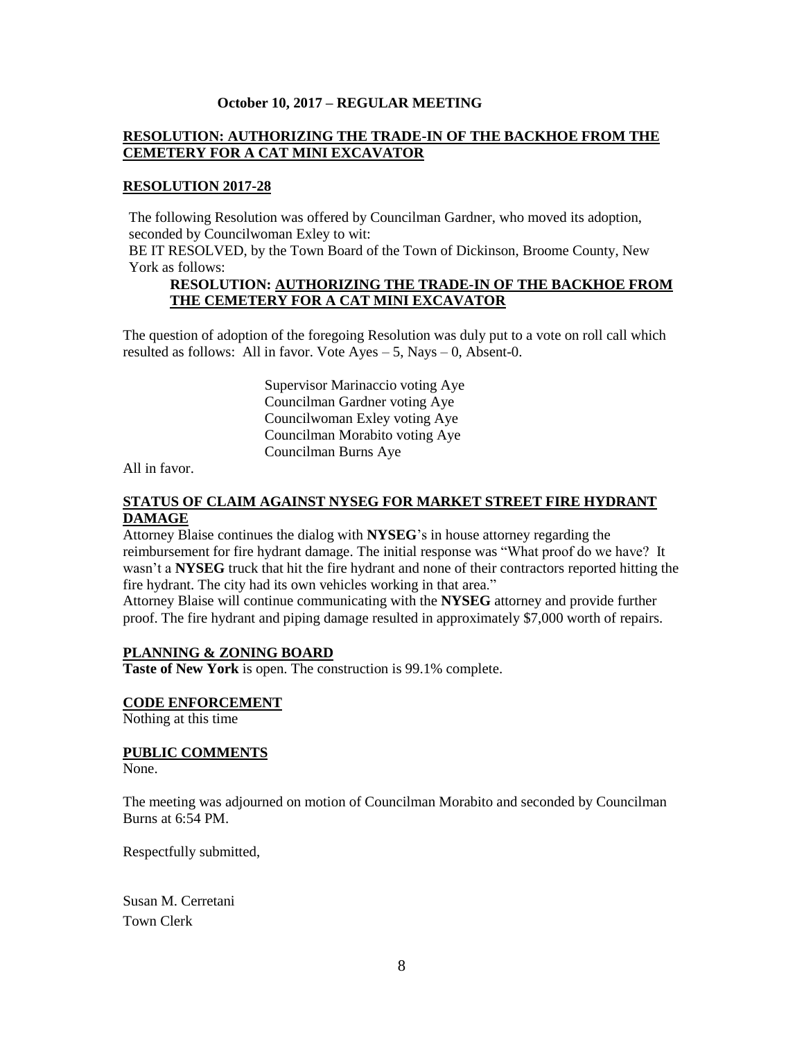**October 10, 2017 – REGULAR MEETING**

**RESOLUTION: AUTHORIZING THE TRADE-IN OF THE BACKHOE FROM THE CEMETERY FOR A CAT MINI EXCAVATOR**

**RESOLUTION 2017-28**

The following Resolution was offered by Councilman Gardner, who moved its adoption, seconded by Councilwoman Exley to wit:
BE IT RESOLVED, by the Town Board of the Town of Dickinson, Broome County, New York as follows:

**RESOLUTION: AUTHORIZING THE TRADE-IN OF THE BACKHOE FROM THE CEMETERY FOR A CAT MINI EXCAVATOR**

The question of adoption of the foregoing Resolution was duly put to a vote on roll call which resulted as follows: All in favor. Vote Ayes – 5, Nays – 0, Absent-0.

Supervisor Marinaccio voting Aye
Councilman Gardner voting Aye
Councilwoman Exley voting Aye
Councilman Morabito voting Aye
Councilman Burns Aye

All in favor.

**STATUS OF CLAIM AGAINST NYSEG FOR MARKET STREET FIRE HYDRANT DAMAGE**

Attorney Blaise continues the dialog with **NYSEG**'s in house attorney regarding the reimbursement for fire hydrant damage. The initial response was "What proof do we have? It wasn't a **NYSEG** truck that hit the fire hydrant and none of their contractors reported hitting the fire hydrant. The city had its own vehicles working in that area."
Attorney Blaise will continue communicating with the **NYSEG** attorney and provide further proof. The fire hydrant and piping damage resulted in approximately $7,000 worth of repairs.

**PLANNING & ZONING BOARD**

**Taste of New York** is open. The construction is 99.1% complete.

**CODE ENFORCEMENT**

Nothing at this time

**PUBLIC COMMENTS**

None.

The meeting was adjourned on motion of Councilman Morabito and seconded by Councilman Burns at 6:54 PM.

Respectfully submitted,

Susan M. Cerretani
Town Clerk